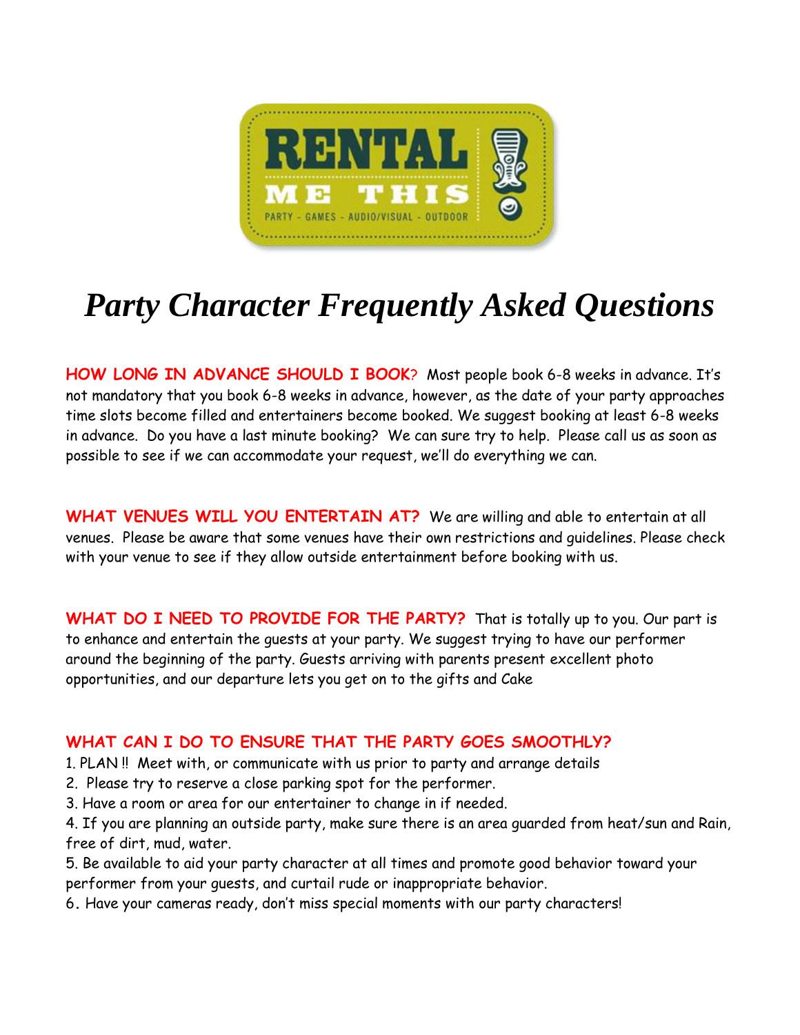# Party Character Frequently Asked Questions

**HOW LONG IN ADVANCE SHOULD I BOOK?** Most people book 6-8 weeks in advance. It's not mandatory that you book 6-8 weeks in advance, however, as the date of your party approaches time slots become filled and entertainers become booked. We suggest booking at least 6-8 weeks in advance. Do you have a last minute booking? We can sure try to help. Please call us as soon as possible to see if we can accommodate your request, we'll do everything we can.

**WHAT VENUES WILL YOU ENTERTAIN AT?** We are willing and able to entertain at all venues. Please be aware that some venues have their own restrictions and guidelines. Please check with your venue to see if they allow outside entertainment before booking with us.

**WHAT DO I NEED TO PROVIDE FOR THE PARTY?** That is totally up to you. Our part is to enhance and entertain the guests at your party. We suggest trying to have our performer around the beginning of the party. Guests arriving with parents present excellent photo opportunities, and our departure lets you get on to the gifts and Cake

**WHAT CAN I DO TO ENSURE THAT THE PARTY GOES SMOOTHLY?**

1. PLAN !! Meet with, or communicate with us prior to party and arrange details
2. Please try to reserve a close parking spot for the performer.
3. Have a room or area for our entertainer to change in if needed.
4. If you are planning an outside party, make sure there is an area guarded from heat/sun and Rain, free of dirt, mud, water.
5. Be available to aid your party character at all times and promote good behavior toward your performer from your guests, and curtail rude or inappropriate behavior.
6. Have your cameras ready, don't miss special moments with our party characters!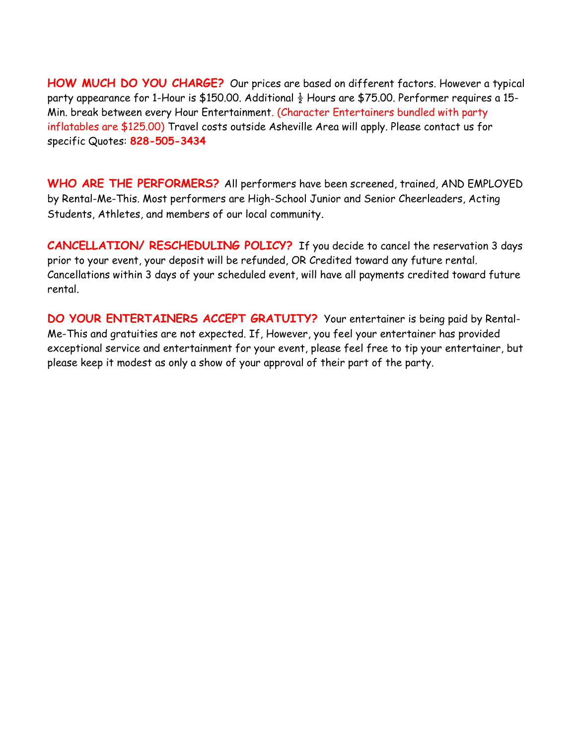**HOW MUCH DO YOU CHARGE?** Our prices are based on different factors. However a typical party appearance for 1-Hour is $150.00. Additional ½ Hours are $75.00. Performer requires a 15-Min. break between every Hour Entertainment. (Character Entertainers bundled with party inflatables are $125.00) Travel costs outside Asheville Area will apply. Please contact us for specific Quotes: **828-505-3434**

**WHO ARE THE PERFORMERS?** All performers have been screened, trained, AND EMPLOYED by Rental-Me-This. Most performers are High-School Junior and Senior Cheerleaders, Acting Students, Athletes, and members of our local community.

**CANCELLATION/ RESCHEDULING POLICY?** If you decide to cancel the reservation 3 days prior to your event, your deposit will be refunded, OR Credited toward any future rental. Cancellations within 3 days of your scheduled event, will have all payments credited toward future rental.

**DO YOUR ENTERTAINERS ACCEPT GRATUITY?** Your entertainer is being paid by Rental-Me-This and gratuities are not expected. If, However, you feel your entertainer has provided exceptional service and entertainment for your event, please feel free to tip your entertainer, but please keep it modest as only a show of your approval of their part of the party.